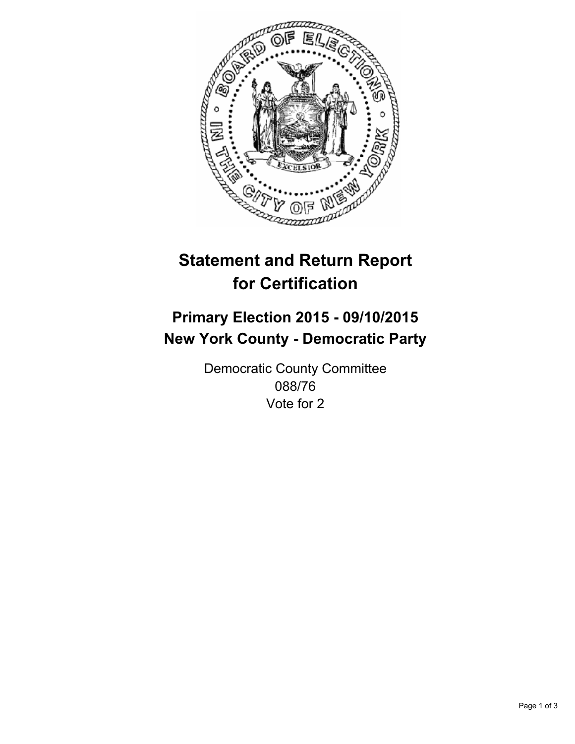# Statement and Return Report for Certification

## Primary Election 2015 - 09/10/2015
## New York County - Democratic Party

Democratic County Committee
088/76
Vote for 2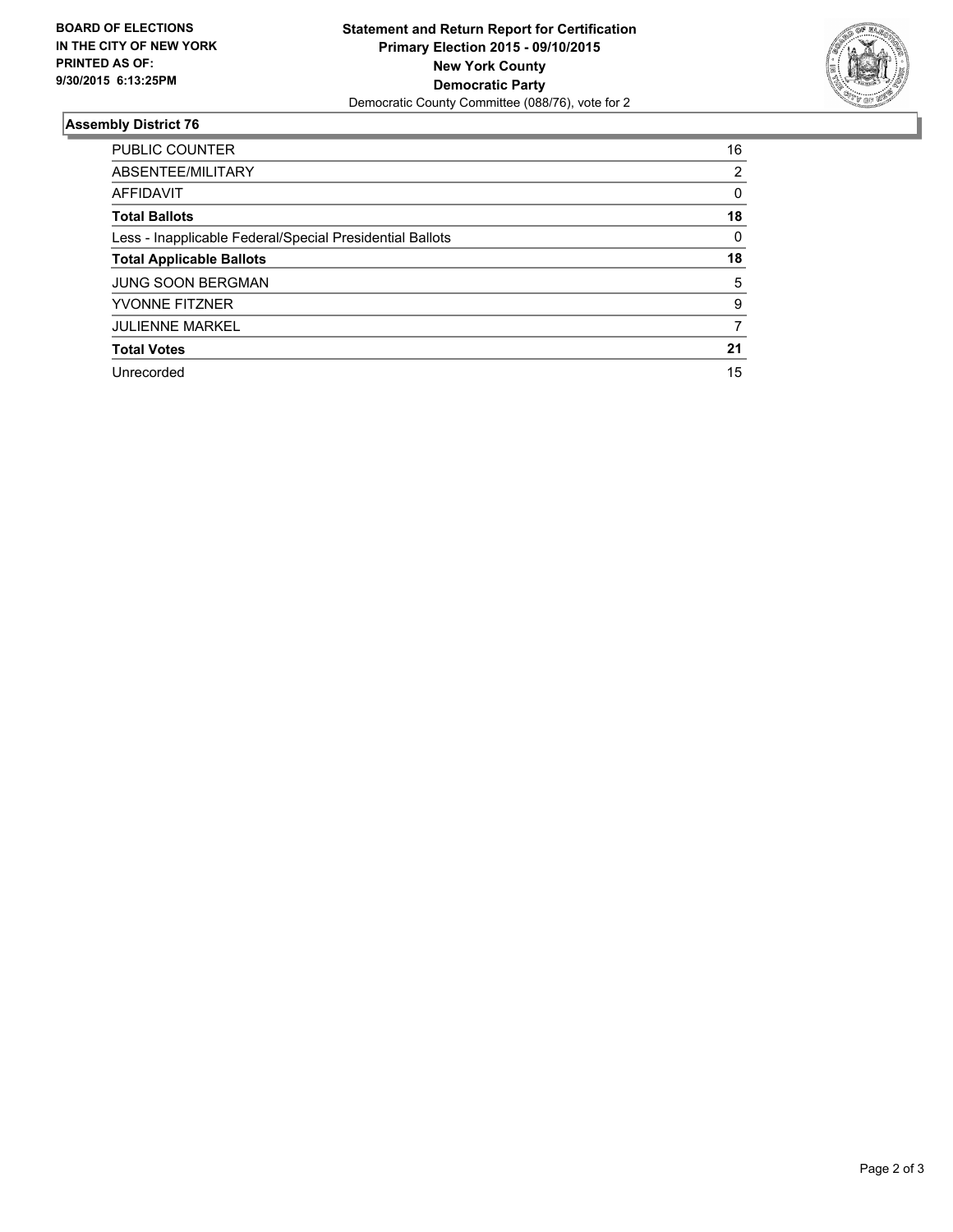**BOARD OF ELECTIONS IN THE CITY OF NEW YORK PRINTED AS OF: 9/30/2015 6:13:25PM**

**Statement and Return Report for Certification**
**Primary Election 2015 - 09/10/2015**
**New York County**
**Democratic Party**
Democratic County Committee (088/76), vote for 2

### Assembly District 76

| | |
|---|---|
| PUBLIC COUNTER | 16 |
| ABSENTEE/MILITARY | 2 |
| AFFIDAVIT | 0 |
| **Total Ballots** | **18** |
| Less - Inapplicable Federal/Special Presidential Ballots | 0 |
| **Total Applicable Ballots** | **18** |
| JUNG SOON BERGMAN | 5 |
| YVONNE FITZNER | 9 |
| JULIENNE MARKEL | 7 |
| **Total Votes** | **21** |
| Unrecorded | 15 |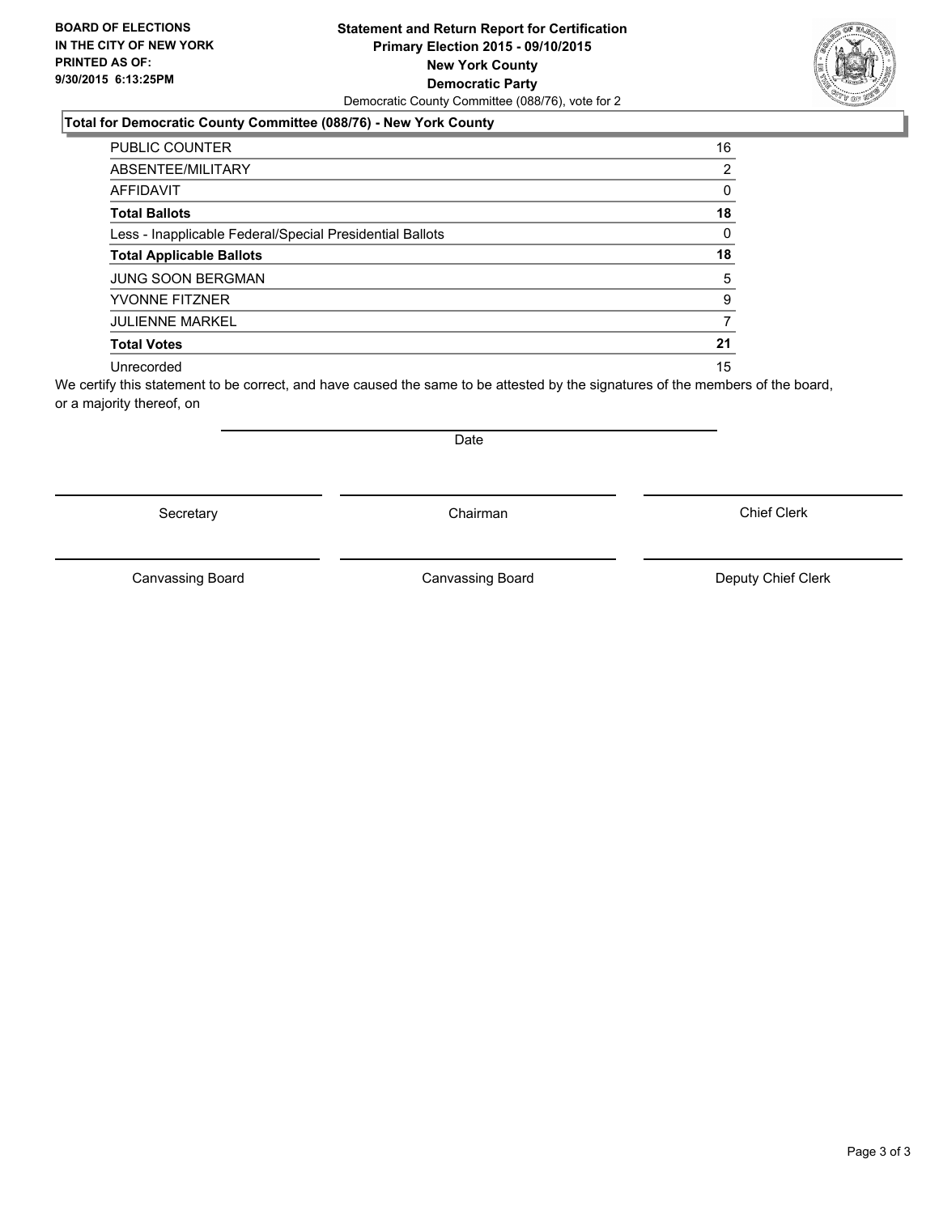**BOARD OF ELECTIONS**
**IN THE CITY OF NEW YORK**
**PRINTED AS OF:**
**9/30/2015 6:13:25PM**

**Statement and Return Report for Certification**
**Primary Election 2015 - 09/10/2015**
**New York County**
**Democratic Party**
Democratic County Committee (088/76), vote for 2

### Total for Democratic County Committee (088/76) - New York County

| | |
|---|---|
| PUBLIC COUNTER | 16 |
| ABSENTEE/MILITARY | 2 |
| AFFIDAVIT | 0 |
| **Total Ballots** | **18** |
| Less - Inapplicable Federal/Special Presidential Ballots | 0 |
| **Total Applicable Ballots** | **18** |
| JUNG SOON BERGMAN | 5 |
| YVONNE FITZNER | 9 |
| JULIENNE MARKEL | 7 |
| **Total Votes** | **21** |
| Unrecorded | 15 |

We certify this statement to be correct, and have caused the same to be attested by the signatures of the members of the board, or a majority thereof, on

Date

Secretary | Chairman | Chief Clerk

Canvassing Board | Canvassing Board | Deputy Chief Clerk